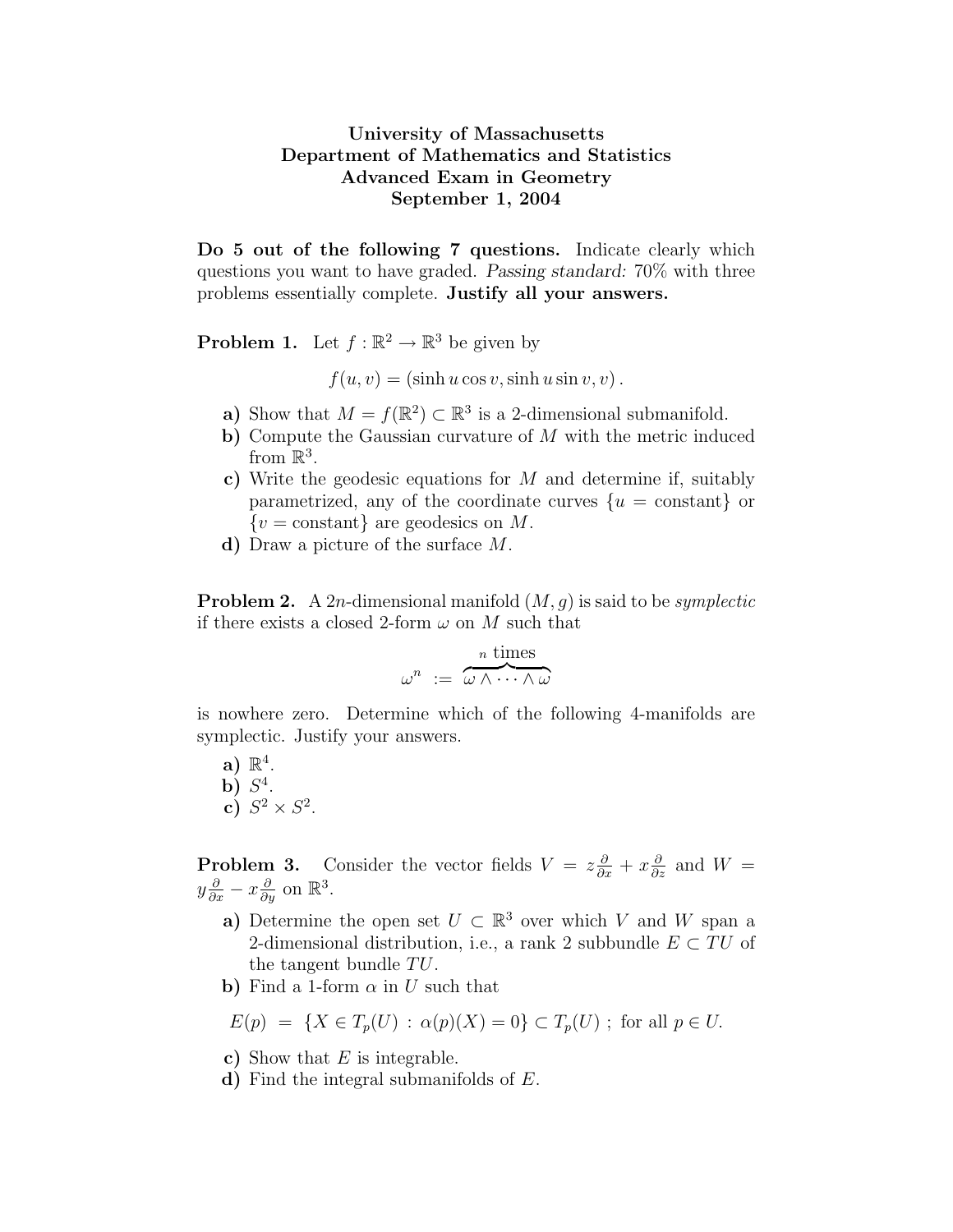**University of Massachusetts**
**Department of Mathematics and Statistics**
**Advanced Exam in Geometry**
**September 1, 2004**

**Do 5 out of the following 7 questions.** Indicate clearly which questions you want to have graded. *Passing standard:* 70% with three problems essentially complete. **Justify all your answers.**

**Problem 1.** Let $f : \mathbb{R}^2 \to \mathbb{R}^3$ be given by

$$f(u, v) = (\sinh u \cos v, \sinh u \sin v, v)\,.$$

**a)** Show that $M = f(\mathbb{R}^2) \subset \mathbb{R}^3$ is a 2-dimensional submanifold.

**b)** Compute the Gaussian curvature of $M$ with the metric induced from $\mathbb{R}^3$.

**c)** Write the geodesic equations for $M$ and determine if, suitably parametrized, any of the coordinate curves $\{u = \text{constant}\}$ or $\{v = \text{constant}\}$ are geodesics on $M$.

**d)** Draw a picture of the surface $M$.

**Problem 2.** A $2n$-dimensional manifold $(M, g)$ is said to be *symplectic* if there exists a closed 2-form $\omega$ on $M$ such that

$$\omega^n \;:=\; \overbrace{\omega \wedge \cdots \wedge \omega}^{n \text{ times}}$$

is nowhere zero. Determine which of the following 4-manifolds are symplectic. Justify your answers.

**a)** $\mathbb{R}^4$.

**b)** $S^4$.

**c)** $S^2 \times S^2$.

**Problem 3.** Consider the vector fields $V = z\frac{\partial}{\partial x} + x\frac{\partial}{\partial z}$ and $W = y\frac{\partial}{\partial x} - x\frac{\partial}{\partial y}$ on $\mathbb{R}^3$.

**a)** Determine the open set $U \subset \mathbb{R}^3$ over which $V$ and $W$ span a 2-dimensional distribution, i.e., a rank 2 subbundle $E \subset TU$ of the tangent bundle $TU$.

**b)** Find a 1-form $\alpha$ in $U$ such that

$$E(p) \;=\; \{X \in T_p(U) \,:\, \alpha(p)(X) = 0\} \subset T_p(U)\ ;\ \text{for all } p \in U.$$

**c)** Show that $E$ is integrable.

**d)** Find the integral submanifolds of $E$.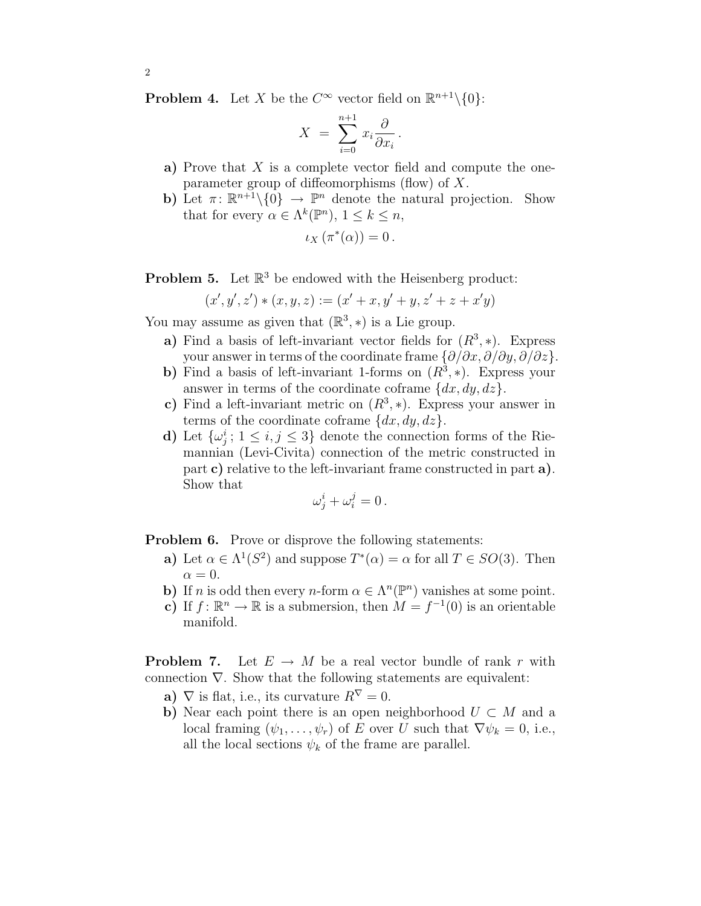**Problem 4.** Let $X$ be the $C^\infty$ vector field on $\mathbb{R}^{n+1}\backslash\{0\}$:

$$X = \sum_{i=0}^{n+1} x_i \frac{\partial}{\partial x_i}.$$

**a)** Prove that $X$ is a complete vector field and compute the one-parameter group of diffeomorphisms (flow) of $X$.

**b)** Let $\pi\colon \mathbb{R}^{n+1}\backslash\{0\} \to \mathbb{P}^n$ denote the natural projection. Show that for every $\alpha \in \Lambda^k(\mathbb{P}^n)$, $1 \le k \le n$,

$$\iota_X(\pi^*(\alpha)) = 0.$$

**Problem 5.** Let $\mathbb{R}^3$ be endowed with the Heisenberg product:

$$(x', y', z') * (x, y, z) := (x' + x, y' + y, z' + z + x'y)$$

You may assume as given that $(\mathbb{R}^3, *)$ is a Lie group.

**a)** Find a basis of left-invariant vector fields for $(R^3, *)$. Express your answer in terms of the coordinate frame $\{\partial/\partial x, \partial/\partial y, \partial/\partial z\}$.

**b)** Find a basis of left-invariant 1-forms on $(R^3, *)$. Express your answer in terms of the coordinate coframe $\{dx, dy, dz\}$.

**c)** Find a left-invariant metric on $(R^3, *)$. Express your answer in terms of the coordinate coframe $\{dx, dy, dz\}$.

**d)** Let $\{\omega^i_j\,;\, 1 \le i, j \le 3\}$ denote the connection forms of the Riemannian (Levi-Civita) connection of the metric constructed in part **c)** relative to the left-invariant frame constructed in part **a)**. Show that

$$\omega^i_j + \omega^j_i = 0.$$

**Problem 6.** Prove or disprove the following statements:

**a)** Let $\alpha \in \Lambda^1(S^2)$ and suppose $T^*(\alpha) = \alpha$ for all $T \in SO(3)$. Then $\alpha = 0$.

**b)** If $n$ is odd then every $n$-form $\alpha \in \Lambda^n(\mathbb{P}^n)$ vanishes at some point.

**c)** If $f\colon \mathbb{R}^n \to \mathbb{R}$ is a submersion, then $M = f^{-1}(0)$ is an orientable manifold.

**Problem 7.** Let $E \to M$ be a real vector bundle of rank $r$ with connection $\nabla$. Show that the following statements are equivalent:

**a)** $\nabla$ is flat, i.e., its curvature $R^\nabla = 0$.

**b)** Near each point there is an open neighborhood $U \subset M$ and a local framing $(\psi_1, \ldots, \psi_r)$ of $E$ over $U$ such that $\nabla\psi_k = 0$, i.e., all the local sections $\psi_k$ of the frame are parallel.